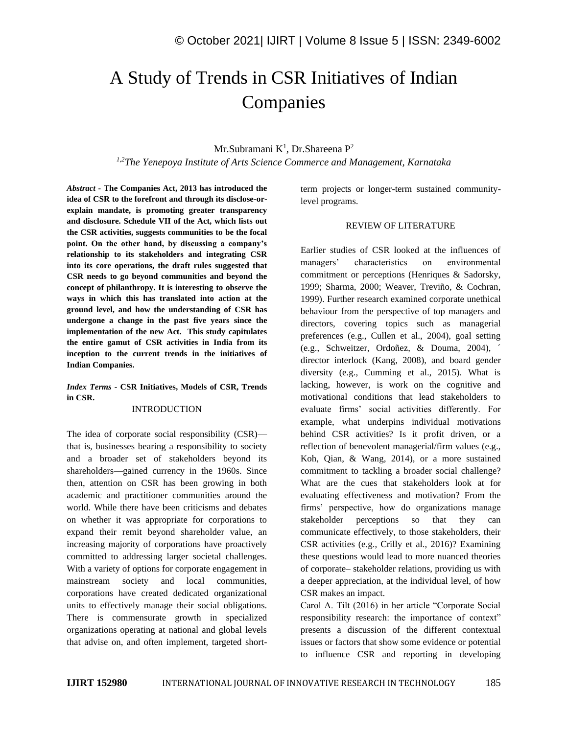# A Study of Trends in CSR Initiatives of Indian Companies

Mr.Subramani K[1], Dr.Shareena P[2]

[1,2]*The Yenepoya Institute of Arts Science Commerce and Management, Karnataka*

***Abstract*** - **The Companies Act, 2013 has introduced the idea of CSR to the forefront and through its disclose-or-explain mandate, is promoting greater transparency and disclosure. Schedule VII of the Act, which lists out the CSR activities, suggests communities to be the focal point. On the other hand, by discussing a company's relationship to its stakeholders and integrating CSR into its core operations, the draft rules suggested that CSR needs to go beyond communities and beyond the concept of philanthropy. It is interesting to observe the ways in which this has translated into action at the ground level, and how the understanding of CSR has undergone a change in the past five years since the implementation of the new Act. This study capitulates the entire gamut of CSR activities in India from its inception to the current trends in the initiatives of Indian Companies.**

***Index Terms*** - **CSR Initiatives, Models of CSR, Trends in CSR.**

## INTRODUCTION

The idea of corporate social responsibility (CSR)—that is, businesses bearing a responsibility to society and a broader set of stakeholders beyond its shareholders—gained currency in the 1960s. Since then, attention on CSR has been growing in both academic and practitioner communities around the world. While there have been criticisms and debates on whether it was appropriate for corporations to expand their remit beyond shareholder value, an increasing majority of corporations have proactively committed to addressing larger societal challenges. With a variety of options for corporate engagement in mainstream society and local communities, corporations have created dedicated organizational units to effectively manage their social obligations. There is commensurate growth in specialized organizations operating at national and global levels that advise on, and often implement, targeted short-term projects or longer-term sustained community-level programs.

## REVIEW OF LITERATURE

Earlier studies of CSR looked at the influences of managers' characteristics on environmental commitment or perceptions (Henriques & Sadorsky, 1999; Sharma, 2000; Weaver, Treviño, & Cochran, 1999). Further research examined corporate unethical behaviour from the perspective of top managers and directors, covering topics such as managerial preferences (e.g., Cullen et al., 2004), goal setting (e.g., Schweitzer, Ordoñez, & Douma, 2004), ´ director interlock (Kang, 2008), and board gender diversity (e.g., Cumming et al., 2015). What is lacking, however, is work on the cognitive and motivational conditions that lead stakeholders to evaluate firms' social activities differently. For example, what underpins individual motivations behind CSR activities? Is it profit driven, or a reflection of benevolent managerial/firm values (e.g., Koh, Qian, & Wang, 2014), or a more sustained commitment to tackling a broader social challenge? What are the cues that stakeholders look at for evaluating effectiveness and motivation? From the firms' perspective, how do organizations manage stakeholder perceptions so that they can communicate effectively, to those stakeholders, their CSR activities (e.g., Crilly et al., 2016)? Examining these questions would lead to more nuanced theories of corporate– stakeholder relations, providing us with a deeper appreciation, at the individual level, of how CSR makes an impact.

Carol A. Tilt (2016) in her article "Corporate Social responsibility research: the importance of context" presents a discussion of the different contextual issues or factors that show some evidence or potential to influence CSR and reporting in developing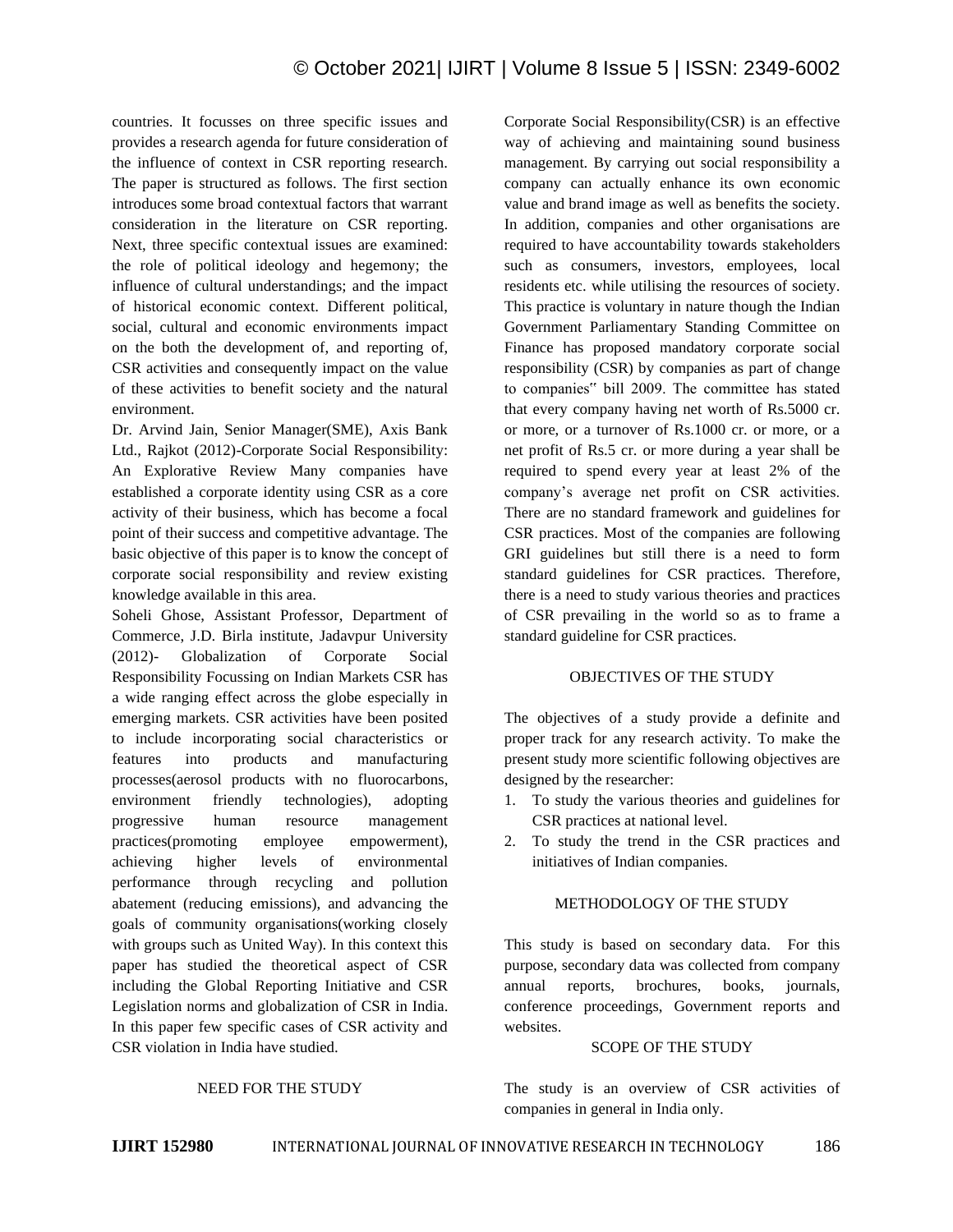countries. It focusses on three specific issues and provides a research agenda for future consideration of the influence of context in CSR reporting research. The paper is structured as follows. The first section introduces some broad contextual factors that warrant consideration in the literature on CSR reporting. Next, three specific contextual issues are examined: the role of political ideology and hegemony; the influence of cultural understandings; and the impact of historical economic context. Different political, social, cultural and economic environments impact on the both the development of, and reporting of, CSR activities and consequently impact on the value of these activities to benefit society and the natural environment.

Dr. Arvind Jain, Senior Manager(SME), Axis Bank Ltd., Rajkot (2012)-Corporate Social Responsibility: An Explorative Review Many companies have established a corporate identity using CSR as a core activity of their business, which has become a focal point of their success and competitive advantage. The basic objective of this paper is to know the concept of corporate social responsibility and review existing knowledge available in this area.

Soheli Ghose, Assistant Professor, Department of Commerce, J.D. Birla institute, Jadavpur University (2012)- Globalization of Corporate Social Responsibility Focussing on Indian Markets CSR has a wide ranging effect across the globe especially in emerging markets. CSR activities have been posited to include incorporating social characteristics or features into products and manufacturing processes(aerosol products with no fluorocarbons, environment friendly technologies), adopting progressive human resource management practices(promoting employee empowerment), achieving higher levels of environmental performance through recycling and pollution abatement (reducing emissions), and advancing the goals of community organisations(working closely with groups such as United Way). In this context this paper has studied the theoretical aspect of CSR including the Global Reporting Initiative and CSR Legislation norms and globalization of CSR in India. In this paper few specific cases of CSR activity and CSR violation in India have studied.

## NEED FOR THE STUDY

Corporate Social Responsibility(CSR) is an effective way of achieving and maintaining sound business management. By carrying out social responsibility a company can actually enhance its own economic value and brand image as well as benefits the society. In addition, companies and other organisations are required to have accountability towards stakeholders such as consumers, investors, employees, local residents etc. while utilising the resources of society. This practice is voluntary in nature though the Indian Government Parliamentary Standing Committee on Finance has proposed mandatory corporate social responsibility (CSR) by companies as part of change to companies" bill 2009. The committee has stated that every company having net worth of Rs.5000 cr. or more, or a turnover of Rs.1000 cr. or more, or a net profit of Rs.5 cr. or more during a year shall be required to spend every year at least 2% of the company's average net profit on CSR activities. There are no standard framework and guidelines for CSR practices. Most of the companies are following GRI guidelines but still there is a need to form standard guidelines for CSR practices. Therefore, there is a need to study various theories and practices of CSR prevailing in the world so as to frame a standard guideline for CSR practices.

## OBJECTIVES OF THE STUDY

The objectives of a study provide a definite and proper track for any research activity. To make the present study more scientific following objectives are designed by the researcher:

1. To study the various theories and guidelines for CSR practices at national level.
2. To study the trend in the CSR practices and initiatives of Indian companies.

## METHODOLOGY OF THE STUDY

This study is based on secondary data. For this purpose, secondary data was collected from company annual reports, brochures, books, journals, conference proceedings, Government reports and websites.

## SCOPE OF THE STUDY

The study is an overview of CSR activities of companies in general in India only.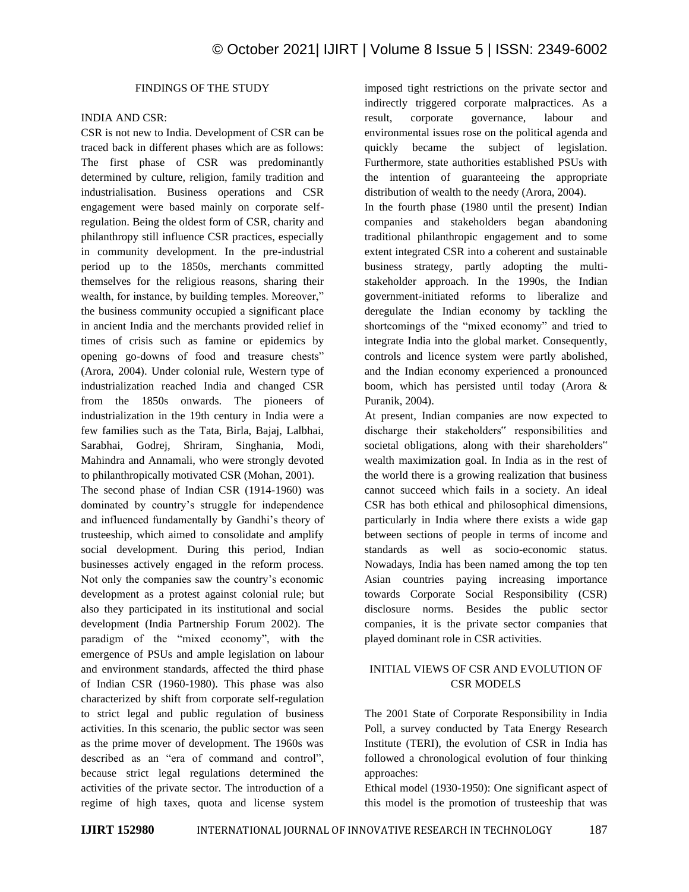## FINDINGS OF THE STUDY

### INDIA AND CSR:

CSR is not new to India. Development of CSR can be traced back in different phases which are as follows: The first phase of CSR was predominantly determined by culture, religion, family tradition and industrialisation. Business operations and CSR engagement were based mainly on corporate self-regulation. Being the oldest form of CSR, charity and philanthropy still influence CSR practices, especially in community development. In the pre-industrial period up to the 1850s, merchants committed themselves for the religious reasons, sharing their wealth, for instance, by building temples. Moreover," the business community occupied a significant place in ancient India and the merchants provided relief in times of crisis such as famine or epidemics by opening go-downs of food and treasure chests" (Arora, 2004). Under colonial rule, Western type of industrialization reached India and changed CSR from the 1850s onwards. The pioneers of industrialization in the 19th century in India were a few families such as the Tata, Birla, Bajaj, Lalbhai, Sarabhai, Godrej, Shriram, Singhania, Modi, Mahindra and Annamali, who were strongly devoted to philanthropically motivated CSR (Mohan, 2001).

The second phase of Indian CSR (1914-1960) was dominated by country's struggle for independence and influenced fundamentally by Gandhi's theory of trusteeship, which aimed to consolidate and amplify social development. During this period, Indian businesses actively engaged in the reform process. Not only the companies saw the country's economic development as a protest against colonial rule; but also they participated in its institutional and social development (India Partnership Forum 2002). The paradigm of the "mixed economy", with the emergence of PSUs and ample legislation on labour and environment standards, affected the third phase of Indian CSR (1960-1980). This phase was also characterized by shift from corporate self-regulation to strict legal and public regulation of business activities. In this scenario, the public sector was seen as the prime mover of development. The 1960s was described as an "era of command and control", because strict legal regulations determined the activities of the private sector. The introduction of a regime of high taxes, quota and license system imposed tight restrictions on the private sector and indirectly triggered corporate malpractices. As a result, corporate governance, labour and environmental issues rose on the political agenda and quickly became the subject of legislation. Furthermore, state authorities established PSUs with the intention of guaranteeing the appropriate distribution of wealth to the needy (Arora, 2004).

In the fourth phase (1980 until the present) Indian companies and stakeholders began abandoning traditional philanthropic engagement and to some extent integrated CSR into a coherent and sustainable business strategy, partly adopting the multi-stakeholder approach. In the 1990s, the Indian government-initiated reforms to liberalize and deregulate the Indian economy by tackling the shortcomings of the "mixed economy" and tried to integrate India into the global market. Consequently, controls and licence system were partly abolished, and the Indian economy experienced a pronounced boom, which has persisted until today (Arora & Puranik, 2004).

At present, Indian companies are now expected to discharge their stakeholders" responsibilities and societal obligations, along with their shareholders" wealth maximization goal. In India as in the rest of the world there is a growing realization that business cannot succeed which fails in a society. An ideal CSR has both ethical and philosophical dimensions, particularly in India where there exists a wide gap between sections of people in terms of income and standards as well as socio-economic status. Nowadays, India has been named among the top ten Asian countries paying increasing importance towards Corporate Social Responsibility (CSR) disclosure norms. Besides the public sector companies, it is the private sector companies that played dominant role in CSR activities.

## INITIAL VIEWS OF CSR AND EVOLUTION OF CSR MODELS

The 2001 State of Corporate Responsibility in India Poll, a survey conducted by Tata Energy Research Institute (TERI), the evolution of CSR in India has followed a chronological evolution of four thinking approaches:

Ethical model (1930-1950): One significant aspect of this model is the promotion of trusteeship that was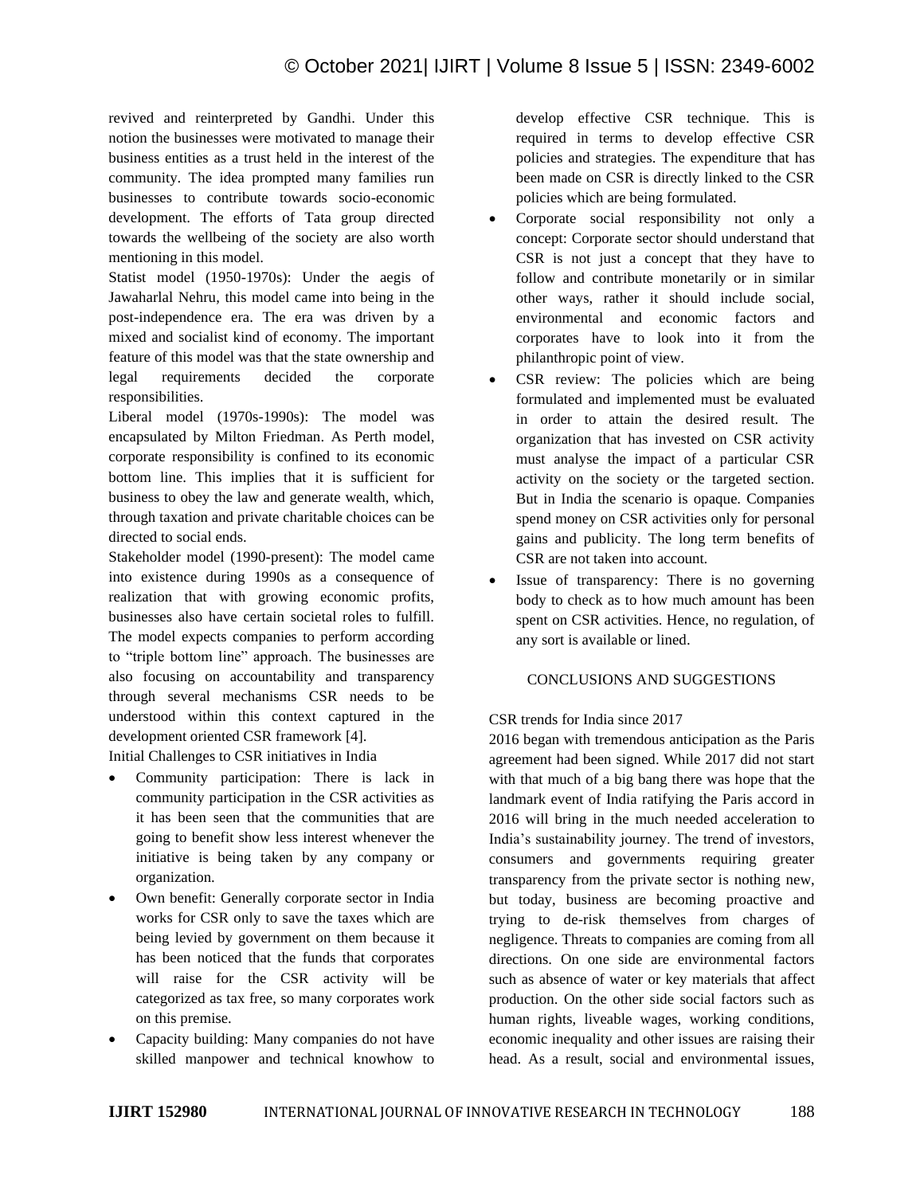revived and reinterpreted by Gandhi. Under this notion the businesses were motivated to manage their business entities as a trust held in the interest of the community. The idea prompted many families run businesses to contribute towards socio-economic development. The efforts of Tata group directed towards the wellbeing of the society are also worth mentioning in this model.

Statist model (1950-1970s): Under the aegis of Jawaharlal Nehru, this model came into being in the post-independence era. The era was driven by a mixed and socialist kind of economy. The important feature of this model was that the state ownership and legal requirements decided the corporate responsibilities.

Liberal model (1970s-1990s): The model was encapsulated by Milton Friedman. As Perth model, corporate responsibility is confined to its economic bottom line. This implies that it is sufficient for business to obey the law and generate wealth, which, through taxation and private charitable choices can be directed to social ends.

Stakeholder model (1990-present): The model came into existence during 1990s as a consequence of realization that with growing economic profits, businesses also have certain societal roles to fulfill. The model expects companies to perform according to "triple bottom line" approach. The businesses are also focusing on accountability and transparency through several mechanisms CSR needs to be understood within this context captured in the development oriented CSR framework [4].

Initial Challenges to CSR initiatives in India

- Community participation: There is lack in community participation in the CSR activities as it has been seen that the communities that are going to benefit show less interest whenever the initiative is being taken by any company or organization.
- Own benefit: Generally corporate sector in India works for CSR only to save the taxes which are being levied by government on them because it has been noticed that the funds that corporates will raise for the CSR activity will be categorized as tax free, so many corporates work on this premise.
- Capacity building: Many companies do not have skilled manpower and technical knowhow to develop effective CSR technique. This is required in terms to develop effective CSR policies and strategies. The expenditure that has been made on CSR is directly linked to the CSR policies which are being formulated.
- Corporate social responsibility not only a concept: Corporate sector should understand that CSR is not just a concept that they have to follow and contribute monetarily or in similar other ways, rather it should include social, environmental and economic factors and corporates have to look into it from the philanthropic point of view.
- CSR review: The policies which are being formulated and implemented must be evaluated in order to attain the desired result. The organization that has invested on CSR activity must analyse the impact of a particular CSR activity on the society or the targeted section. But in India the scenario is opaque. Companies spend money on CSR activities only for personal gains and publicity. The long term benefits of CSR are not taken into account.
- Issue of transparency: There is no governing body to check as to how much amount has been spent on CSR activities. Hence, no regulation, of any sort is available or lined.

## CONCLUSIONS AND SUGGESTIONS

CSR trends for India since 2017

2016 began with tremendous anticipation as the Paris agreement had been signed. While 2017 did not start with that much of a big bang there was hope that the landmark event of India ratifying the Paris accord in 2016 will bring in the much needed acceleration to India's sustainability journey. The trend of investors, consumers and governments requiring greater transparency from the private sector is nothing new, but today, business are becoming proactive and trying to de-risk themselves from charges of negligence. Threats to companies are coming from all directions. On one side are environmental factors such as absence of water or key materials that affect production. On the other side social factors such as human rights, liveable wages, working conditions, economic inequality and other issues are raising their head. As a result, social and environmental issues,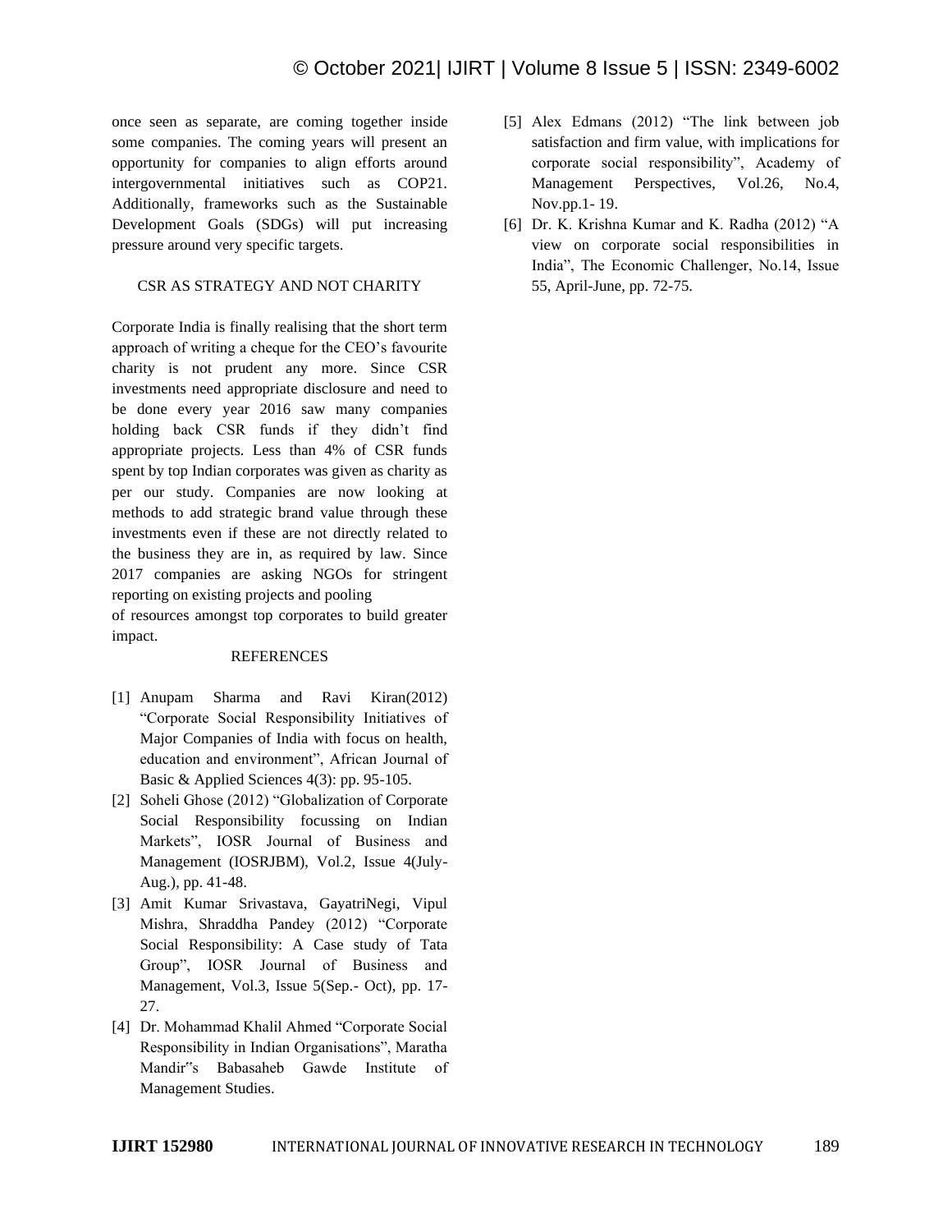once seen as separate, are coming together inside some companies. The coming years will present an opportunity for companies to align efforts around intergovernmental initiatives such as COP21. Additionally, frameworks such as the Sustainable Development Goals (SDGs) will put increasing pressure around very specific targets.

## CSR AS STRATEGY AND NOT CHARITY

Corporate India is finally realising that the short term approach of writing a cheque for the CEO's favourite charity is not prudent any more. Since CSR investments need appropriate disclosure and need to be done every year 2016 saw many companies holding back CSR funds if they didn't find appropriate projects. Less than 4% of CSR funds spent by top Indian corporates was given as charity as per our study. Companies are now looking at methods to add strategic brand value through these investments even if these are not directly related to the business they are in, as required by law. Since 2017 companies are asking NGOs for stringent reporting on existing projects and pooling of resources amongst top corporates to build greater impact.

## REFERENCES

[1] Anupam Sharma and Ravi Kiran(2012) "Corporate Social Responsibility Initiatives of Major Companies of India with focus on health, education and environment", African Journal of Basic & Applied Sciences 4(3): pp. 95-105.

[2] Soheli Ghose (2012) "Globalization of Corporate Social Responsibility focussing on Indian Markets", IOSR Journal of Business and Management (IOSRJBM), Vol.2, Issue 4(July-Aug.), pp. 41-48.

[3] Amit Kumar Srivastava, GayatriNegi, Vipul Mishra, Shraddha Pandey (2012) "Corporate Social Responsibility: A Case study of Tata Group", IOSR Journal of Business and Management, Vol.3, Issue 5(Sep.- Oct), pp. 17-27.

[4] Dr. Mohammad Khalil Ahmed "Corporate Social Responsibility in Indian Organisations", Maratha Mandir"s Babasaheb Gawde Institute of Management Studies.

[5] Alex Edmans (2012) "The link between job satisfaction and firm value, with implications for corporate social responsibility", Academy of Management Perspectives, Vol.26, No.4, Nov.pp.1- 19.

[6] Dr. K. Krishna Kumar and K. Radha (2012) "A view on corporate social responsibilities in India", The Economic Challenger, No.14, Issue 55, April-June, pp. 72-75.